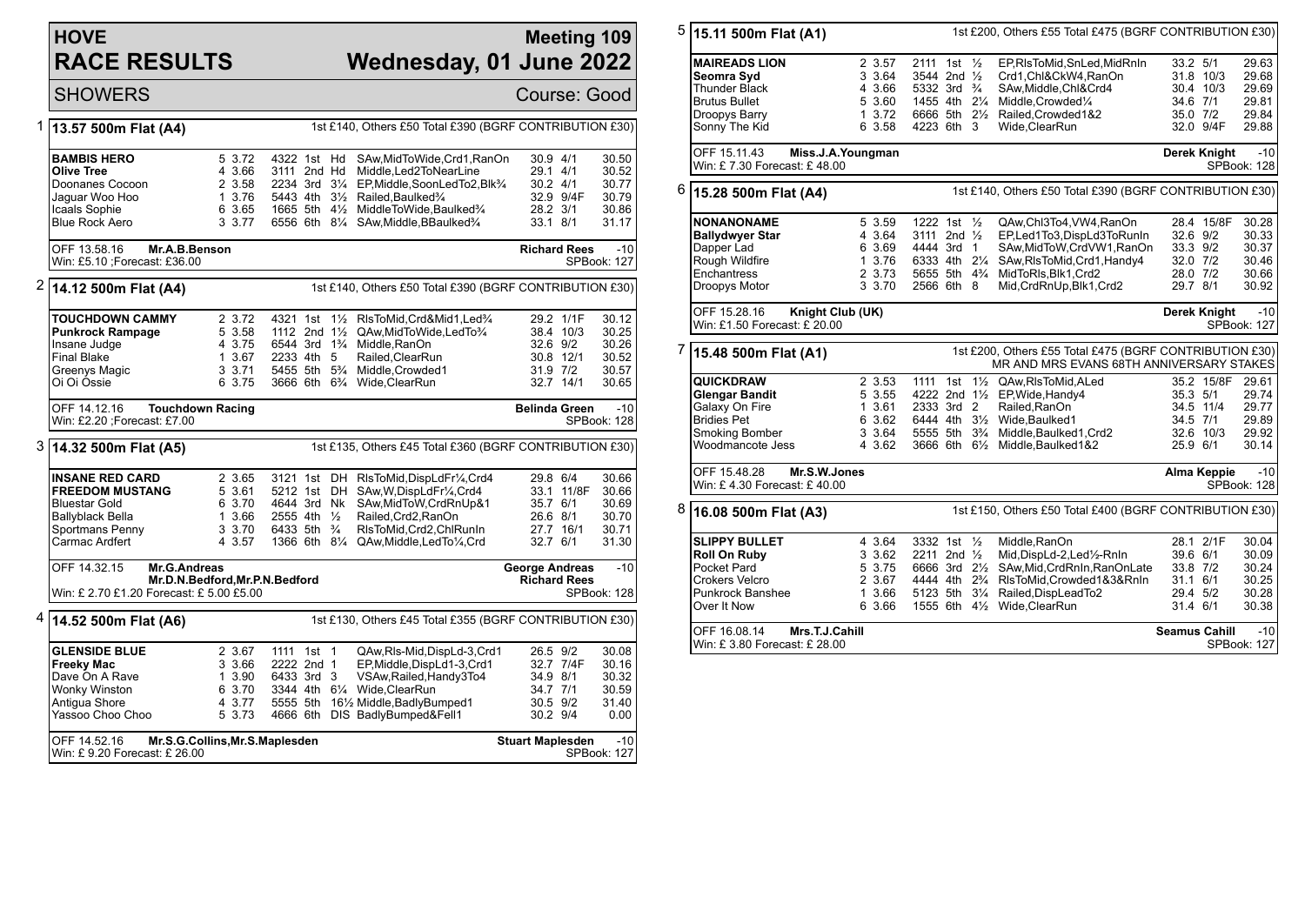# HOVE RACE RESULTS

## Meeting 109 Wednesday, 01 June 2022

SHOWERS — Course: Good

### 1 — 13.57 500m Flat (A4)

1st £140, Others £50 Total £390 (BGRF CONTRIBUTION £30)

| | | | | | | | | |
|---|---|---|---|---|---|---|---|---|
| **BAMBIS HERO** | 5 3.72 | 4322 | 1st | Hd | SAw,MidToWide,Crd1,RanOn | 30.9 | 4/1 | 30.50 |
| **Olive Tree** | 4 3.66 | 3111 | 2nd | Hd | Middle,Led2ToNearLine | 29.1 | 4/1 | 30.52 |
| Doonanes Cocoon | 2 3.58 | 2234 | 3rd | 3¼ | EP,Middle,SoonLedTo2,Blk¾ | 30.2 | 4/1 | 30.77 |
| Jaguar Woo Hoo | 1 3.76 | 5443 | 4th | 3½ | Railed,Baulked¾ | 32.9 | 9/4F | 30.79 |
| Icaals Sophie | 6 3.65 | 1665 | 5th | 4½ | MiddleToWide,Baulked¾ | 28.2 | 3/1 | 30.86 |
| Blue Rock Aero | 3 3.77 | 6556 | 6th | 8¼ | SAw,Middle,BBaulked¾ | 33.1 | 8/1 | 31.17 |

OFF 13.58.16 Mr.A.B.Benson — Richard Rees -10
Win: £5.10 ;Forecast: £36.00 — SPBook: 127

### 2 — 14.12 500m Flat (A4)

1st £140, Others £50 Total £390 (BGRF CONTRIBUTION £30)

| | | | | | | | | |
|---|---|---|---|---|---|---|---|---|
| **TOUCHDOWN CAMMY** | 2 3.72 | 4321 | 1st | 1½ | RlsToMid,Crd&Mid1,Led¾ | 29.2 | 1/1F | 30.12 |
| **Punkrock Rampage** | 5 3.58 | 1112 | 2nd | 1½ | QAw,MidToWide,LedTo¾ | 38.4 | 10/3 | 30.25 |
| Insane Judge | 4 3.75 | 6544 | 3rd | 1¾ | Middle,RanOn | 32.6 | 9/2 | 30.26 |
| Final Blake | 1 3.67 | 2233 | 4th | 5 | Railed,ClearRun | 30.8 | 12/1 | 30.52 |
| Greenys Magic | 3 3.71 | 5455 | 5th | 5¾ | Middle,Crowded1 | 31.9 | 7/2 | 30.57 |
| Oi Oi Ossie | 6 3.75 | 3666 | 6th | 6¾ | Wide,ClearRun | 32.7 | 14/1 | 30.65 |

OFF 14.12.16 Touchdown Racing — Belinda Green -10
Win: £2.20 ;Forecast: £7.00 — SPBook: 128

### 3 — 14.32 500m Flat (A5)

1st £135, Others £45 Total £360 (BGRF CONTRIBUTION £30)

| | | | | | | | | |
|---|---|---|---|---|---|---|---|---|
| **INSANE RED CARD** | 2 3.65 | 3121 | 1st | DH | RlsToMid,DispLdFr¼,Crd4 | 29.8 | 6/4 | 30.66 |
| **FREEDOM MUSTANG** | 5 3.61 | 5212 | 1st | DH | SAw,W,DispLdFr¼,Crd4 | 33.1 | 11/8F | 30.66 |
| Bluestar Gold | 6 3.70 | 4644 | 3rd | Nk | SAw,MidToW,CrdRnUp&1 | 35.7 | 6/1 | 30.69 |
| Ballyblack Bella | 1 3.66 | 2555 | 4th | ½ | Railed,Crd2,RanOn | 26.6 | 8/1 | 30.70 |
| Sportmans Penny | 3 3.70 | 6433 | 5th | ¾ | RlsToMid,Crd2,ChlRunIn | 27.7 | 16/1 | 30.71 |
| Carmac Ardfert | 4 3.57 | 1366 | 6th | 8¼ | QAw,Middle,LedTo¼,Crd | 32.7 | 6/1 | 31.30 |

OFF 14.32.15 Mr.G.Andreas / Mr.D.N.Bedford,Mr.P.N.Bedford — George Andreas / Richard Rees -10
Win: £ 2.70 £1.20 Forecast: £ 5.00 £5.00 — SPBook: 128

### 4 — 14.52 500m Flat (A6)

1st £130, Others £45 Total £355 (BGRF CONTRIBUTION £30)

| | | | | | | | | |
|---|---|---|---|---|---|---|---|---|
| **GLENSIDE BLUE** | 2 3.67 | 1111 | 1st | 1 | QAw,Rls-Mid,DispLd-3,Crd1 | 26.5 | 9/2 | 30.08 |
| **Freeky Mac** | 3 3.66 | 2222 | 2nd | 1 | EP,Middle,DispLd1-3,Crd1 | 32.7 | 7/4F | 30.16 |
| Dave On A Rave | 1 3.90 | 6433 | 3rd | 3 | VSAw,Railed,Handy3To4 | 34.9 | 8/1 | 30.32 |
| Wonky Winston | 6 3.70 | 3344 | 4th | 6¼ | Wide,ClearRun | 34.7 | 7/1 | 30.59 |
| Antigua Shore | 4 3.77 | 5555 | 5th | 16½ | Middle,BadlyBumped1 | 30.5 | 9/2 | 31.40 |
| Yassoo Choo Choo | 5 3.73 | 4666 | 6th | DIS | BadlyBumped&Fell1 | 30.2 | 9/4 | 0.00 |

OFF 14.52.16 Mr.S.G.Collins,Mr.S.Maplesden — Stuart Maplesden -10
Win: £ 9.20 Forecast: £ 26.00 — SPBook: 127

### 5 — 15.11 500m Flat (A1)

1st £200, Others £55 Total £475 (BGRF CONTRIBUTION £30)

| | | | | | | | | |
|---|---|---|---|---|---|---|---|---|
| **MAIREADS LION** | 2 3.57 | 2111 | 1st | ½ | EP,RlsToMid,SnLed,MidRnIn | 33.2 | 5/1 | 29.63 |
| **Seomra Syd** | 3 3.64 | 3544 | 2nd | ½ | Crd1,Chl&CkW4,RanOn | 31.8 | 10/3 | 29.68 |
| Thunder Black | 4 3.66 | 5332 | 3rd | ¾ | SAw,Middle,Chl&Crd4 | 30.4 | 10/3 | 29.69 |
| Brutus Bullet | 5 3.60 | 1455 | 4th | 2¼ | Middle,Crowded¼ | 34.6 | 7/1 | 29.81 |
| Droopys Barry | 1 3.72 | 6666 | 5th | 2½ | Railed,Crowded1&2 | 35.0 | 7/2 | 29.84 |
| Sonny The Kid | 6 3.58 | 4223 | 6th | 3 | Wide,ClearRun | 32.0 | 9/4F | 29.88 |

OFF 15.11.43 Miss.J.A.Youngman — Derek Knight -10
Win: £ 7.30 Forecast: £ 48.00 — SPBook: 128

### 6 — 15.28 500m Flat (A4)

1st £140, Others £50 Total £390 (BGRF CONTRIBUTION £30)

| | | | | | | | | |
|---|---|---|---|---|---|---|---|---|
| **NONANONAME** | 5 3.59 | 1222 | 1st | ½ | QAw,Chl3To4,VW4,RanOn | 28.4 | 15/8F | 30.28 |
| **Ballydwyer Star** | 4 3.64 | 3111 | 2nd | ½ | EP,Led1To3,DispLd3ToRunIn | 32.6 | 9/2 | 30.33 |
| Dapper Lad | 6 3.69 | 4444 | 3rd | 1 | SAw,MidToW,CrdVW1,RanOn | 33.3 | 9/2 | 30.37 |
| Rough Wildfire | 1 3.76 | 6333 | 4th | 2¼ | SAw,RlsToMid,Crd1,Handy4 | 32.0 | 7/2 | 30.46 |
| Enchantress | 2 3.73 | 5655 | 5th | 4¾ | MidToRls,Blk1,Crd2 | 28.0 | 7/2 | 30.66 |
| Droopys Motor | 3 3.70 | 2566 | 6th | 8 | Mid,CrdRnUp,Blk1,Crd2 | 29.7 | 8/1 | 30.92 |

OFF 15.28.16 Knight Club (UK) — Derek Knight -10
Win: £1.50 Forecast: £ 20.00 — SPBook: 127

### 7 — 15.48 500m Flat (A1)

1st £200, Others £55 Total £475 (BGRF CONTRIBUTION £30)
MR AND MRS EVANS 68TH ANNIVERSARY STAKES

| | | | | | | | | |
|---|---|---|---|---|---|---|---|---|
| **QUICKDRAW** | 2 3.53 | 1111 | 1st | 1½ | QAw,RlsToMid,ALed | 35.2 | 15/8F | 29.61 |
| **Glengar Bandit** | 5 3.55 | 4222 | 2nd | 1½ | EP,Wide,Handy4 | 35.3 | 5/1 | 29.74 |
| Galaxy On Fire | 1 3.61 | 2333 | 3rd | 2 | Railed,RanOn | 34.5 | 11/4 | 29.77 |
| Bridies Pet | 6 3.62 | 6444 | 4th | 3½ | Wide,Baulked1 | 34.5 | 7/1 | 29.89 |
| Smoking Bomber | 3 3.64 | 5555 | 5th | 3¾ | Middle,Baulked1,Crd2 | 32.6 | 10/3 | 29.92 |
| Woodmancote Jess | 4 3.62 | 3666 | 6th | 6½ | Middle,Baulked1&2 | 25.9 | 6/1 | 30.14 |

OFF 15.48.28 Mr.S.W.Jones — Alma Keppie -10
Win: £ 4.30 Forecast: £ 40.00 — SPBook: 128

### 8 — 16.08 500m Flat (A3)

1st £150, Others £50 Total £400 (BGRF CONTRIBUTION £30)

| | | | | | | | | |
|---|---|---|---|---|---|---|---|---|
| **SLIPPY BULLET** | 4 3.64 | 3332 | 1st | ½ | Middle,RanOn | 28.1 | 2/1F | 30.04 |
| **Roll On Ruby** | 3 3.62 | 2211 | 2nd | ½ | Mid,DispLd-2,Led½-RnIn | 39.6 | 6/1 | 30.09 |
| Pocket Pard | 5 3.75 | 6666 | 3rd | 2½ | SAw,Mid,CrdRnIn,RanOnLate | 33.8 | 7/2 | 30.24 |
| Crokers Velcro | 2 3.67 | 4444 | 4th | 2¾ | RlsToMid,Crowded1&3&RnIn | 31.1 | 6/1 | 30.25 |
| Punkrock Banshee | 1 3.66 | 5123 | 5th | 3¼ | Railed,DispLeadTo2 | 29.4 | 5/2 | 30.28 |
| Over It Now | 6 3.66 | 1555 | 6th | 4½ | Wide,ClearRun | 31.4 | 6/1 | 30.38 |

OFF 16.08.14 Mrs.T.J.Cahill — Seamus Cahill -10
Win: £ 3.80 Forecast: £ 28.00 — SPBook: 127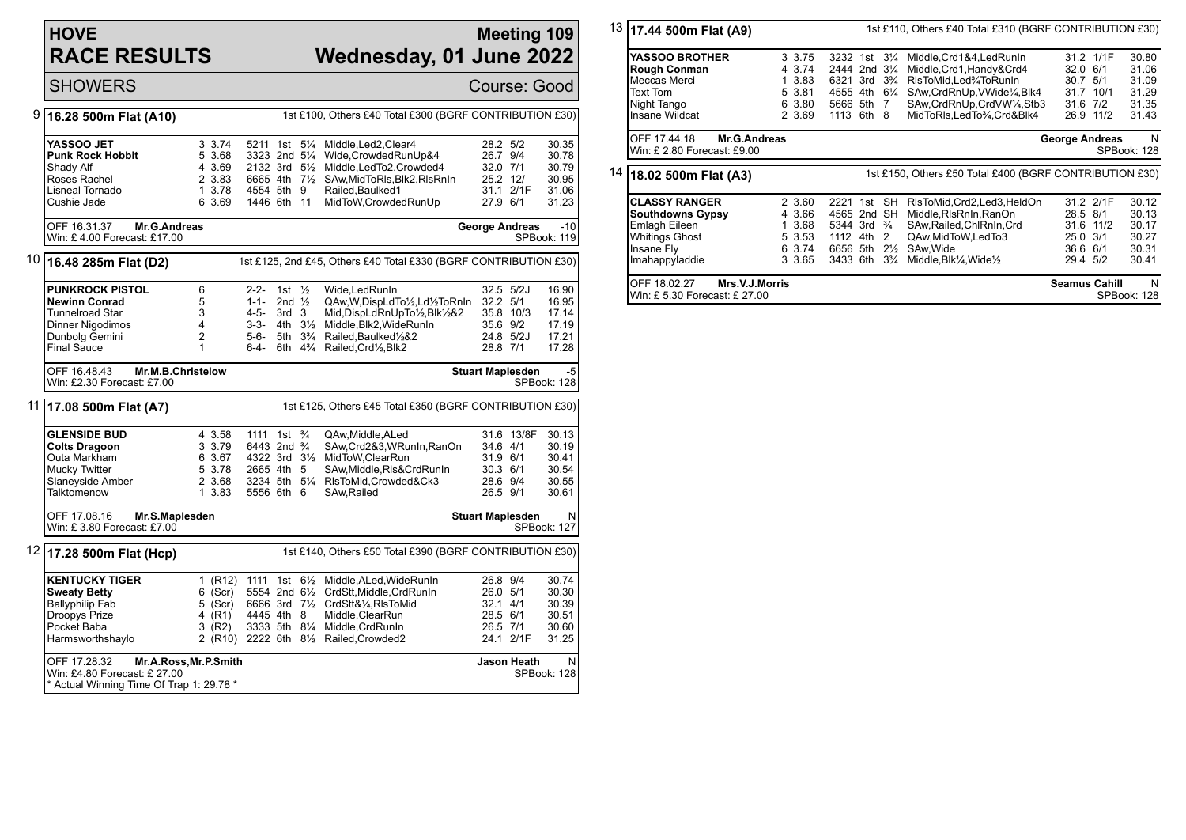# HOVE RACE RESULTS

## Meeting 109 — Wednesday, 01 June 2022

SHOWERS — Course: Good

### 9 — 16.28 500m Flat (A10)

1st £100, Others £40 Total £300 (BGRF CONTRIBUTION £30)

| Greyhound | Trap | Split | Sectionals | Pos | Dist | Comment | Weight | SP | Time |
|---|---|---|---|---|---|---|---|---|---|
| **YASSOO JET** | 3 | 3.74 | 5211 | 1st | 5¼ | Middle,Led2,Clear4 | 28.2 | 5/2 | 30.35 |
| **Punk Rock Hobbit** | 5 | 3.68 | 3323 | 2nd | 5¼ | Wide,CrowdedRunUp&4 | 26.7 | 9/4 | 30.78 |
| Shady Alf | 4 | 3.69 | 2132 | 3rd | 5½ | Middle,LedTo2,Crowded4 | 32.0 | 7/1 | 30.79 |
| Roses Rachel | 2 | 3.83 | 6665 | 4th | 7½ | SAw,MidToRls,Blk2,RlsRnIn | 25.2 | 12/ | 30.95 |
| Lisneal Tornado | 1 | 3.78 | 4554 | 5th | 9 | Railed,Baulked1 | 31.1 | 2/1F | 31.06 |
| Cushie Jade | 6 | 3.69 | 1446 | 6th | 11 | MidToW,CrowdedRunUp | 27.9 | 6/1 | 31.23 |

OFF 16.31.37 **Mr.G.Andreas** — **George Andreas** -10
Win: £ 4.00 Forecast: £17.00 — SPBook: 119

### 10 — 16.48 285m Flat (D2)

1st £125, 2nd £45, Others £40 Total £330 (BGRF CONTRIBUTION £30)

| Greyhound | Trap | Sectionals | Pos | Dist | Comment | Weight | SP | Time |
|---|---|---|---|---|---|---|---|---|
| **PUNKROCK PISTOL** | 6 | 2-2- | 1st | ½ | Wide,LedRunIn | 32.5 | 5/2J | 16.90 |
| **Newinn Conrad** | 5 | 1-1- | 2nd | ½ | QAw,W,DispLdTo½,Ld½ToRnIn | 32.2 | 5/1 | 16.95 |
| Tunnelroad Star | 3 | 4-5- | 3rd | 3 | Mid,DispLdRnUpTo½,Blk½&2 | 35.8 | 10/3 | 17.14 |
| Dinner Nigodimos | 4 | 3-3- | 4th | 3½ | Middle,Blk2,WideRunIn | 35.6 | 9/2 | 17.19 |
| Dunbolg Gemini | 2 | 5-6- | 5th | 3¾ | Railed,Baulked½&2 | 24.8 | 5/2J | 17.21 |
| Final Sauce | 1 | 6-4- | 6th | 4¾ | Railed,Crd½,Blk2 | 28.8 | 7/1 | 17.28 |

OFF 16.48.43 **Mr.M.B.Christelow** — **Stuart Maplesden** -5
Win: £2.30 Forecast: £7.00 — SPBook: 128

### 11 — 17.08 500m Flat (A7)

1st £125, Others £45 Total £350 (BGRF CONTRIBUTION £30)

| Greyhound | Trap | Split | Sectionals | Pos | Dist | Comment | Weight | SP | Time |
|---|---|---|---|---|---|---|---|---|---|
| **GLENSIDE BUD** | 4 | 3.58 | 1111 | 1st | ¾ | QAw,Middle,ALed | 31.6 | 13/8F | 30.13 |
| **Colts Dragoon** | 3 | 3.79 | 6443 | 2nd | ¾ | SAw,Crd2&3,WRunIn,RanOn | 34.6 | 4/1 | 30.19 |
| Outa Markham | 6 | 3.67 | 4322 | 3rd | 3½ | MidToW,ClearRun | 31.9 | 6/1 | 30.41 |
| Mucky Twitter | 5 | 3.78 | 2665 | 4th | 5 | SAw,Middle,Rls&CrdRunIn | 30.3 | 6/1 | 30.54 |
| Slaneyside Amber | 2 | 3.68 | 3234 | 5th | 5¼ | RlsToMid,Crowded&Ck3 | 28.6 | 9/4 | 30.55 |
| Talktomenow | 1 | 3.83 | 5556 | 6th | 6 | SAw,Railed | 26.5 | 9/1 | 30.61 |

OFF 17.08.16 **Mr.S.Maplesden** — **Stuart Maplesden** N
Win: £ 3.80 Forecast: £7.00 — SPBook: 127

### 12 — 17.28 500m Flat (Hcp)

1st £140, Others £50 Total £390 (BGRF CONTRIBUTION £30)

| Greyhound | Trap | Hcp | Sectionals | Pos | Dist | Comment | Weight | SP | Time |
|---|---|---|---|---|---|---|---|---|---|
| **KENTUCKY TIGER** | 1 | (R12) | 1111 | 1st | 6½ | Middle,ALed,WideRunIn | 26.8 | 9/4 | 30.74 |
| **Sweaty Betty** | 6 | (Scr) | 5554 | 2nd | 6½ | CrdStt,Middle,CrdRunIn | 26.0 | 5/1 | 30.30 |
| Ballyphilip Fab | 5 | (Scr) | 6666 | 3rd | 7½ | CrdStt&¼,RlsToMid | 32.1 | 4/1 | 30.39 |
| Droopys Prize | 4 | (R1) | 4445 | 4th | 8 | Middle,ClearRun | 28.5 | 6/1 | 30.51 |
| Pocket Baba | 3 | (R2) | 3333 | 5th | 8¼ | Middle,CrdRunIn | 26.5 | 7/1 | 30.60 |
| Harmsworthshaylo | 2 | (R10) | 2222 | 6th | 8½ | Railed,Crowded2 | 24.1 | 2/1F | 31.25 |

OFF 17.28.32 **Mr.A.Ross,Mr.P.Smith** — **Jason Heath** N
Win: £4.80 Forecast: £ 27.00 — SPBook: 128
\* Actual Winning Time Of Trap 1: 29.78 \*

### 13 — 17.44 500m Flat (A9)

1st £110, Others £40 Total £310 (BGRF CONTRIBUTION £30)

| Greyhound | Trap | Split | Sectionals | Pos | Dist | Comment | Weight | SP | Time |
|---|---|---|---|---|---|---|---|---|---|
| **YASSOO BROTHER** | 3 | 3.75 | 3232 | 1st | 3¼ | Middle,Crd1&4,LedRunIn | 31.2 | 1/1F | 30.80 |
| **Rough Conman** | 4 | 3.74 | 2444 | 2nd | 3¼ | Middle,Crd1,Handy&Crd4 | 32.0 | 6/1 | 31.06 |
| Meccas Merci | 1 | 3.83 | 6321 | 3rd | 3¾ | RlsToMid,Led¾ToRunIn | 30.7 | 5/1 | 31.09 |
| Text Tom | 5 | 3.81 | 4555 | 4th | 6¼ | SAw,CrdRnUp,VWide¼,Blk4 | 31.7 | 10/1 | 31.29 |
| Night Tango | 6 | 3.80 | 5666 | 5th | 7 | SAw,CrdRnUp,CrdVW¼,Stb3 | 31.6 | 7/2 | 31.35 |
| Insane Wildcat | 2 | 3.69 | 1113 | 6th | 8 | MidToRls,LedTo¾,Crd&Blk4 | 26.9 | 11/2 | 31.43 |

OFF 17.44.18 **Mr.G.Andreas** — **George Andreas** N
Win: £ 2.80 Forecast: £9.00 — SPBook: 128

### 14 — 18.02 500m Flat (A3)

1st £150, Others £50 Total £400 (BGRF CONTRIBUTION £30)

| Greyhound | Trap | Split | Sectionals | Pos | Dist | Comment | Weight | SP | Time |
|---|---|---|---|---|---|---|---|---|---|
| **CLASSY RANGER** | 2 | 3.60 | 2221 | 1st | SH | RlsToMid,Crd2,Led3,HeldOn | 31.2 | 2/1F | 30.12 |
| **Southdowns Gypsy** | 4 | 3.66 | 4565 | 2nd | SH | Middle,RlsRnIn,RanOn | 28.5 | 8/1 | 30.13 |
| Emlagh Eileen | 1 | 3.68 | 5344 | 3rd | ¾ | SAw,Railed,ChlRnIn,Crd | 31.6 | 11/2 | 30.17 |
| Whitings Ghost | 5 | 3.53 | 1112 | 4th | 2 | QAw,MidToW,LedTo3 | 25.0 | 3/1 | 30.27 |
| Insane Fly | 6 | 3.74 | 6656 | 5th | 2½ | SAw,Wide | 36.6 | 6/1 | 30.31 |
| Imahappyladdie | 3 | 3.65 | 3433 | 6th | 3¾ | Middle,Blk¼,Wide½ | 29.4 | 5/2 | 30.41 |

OFF 18.02.27 **Mrs.V.J.Morris** — **Seamus Cahill** N
Win: £ 5.30 Forecast: £ 27.00 — SPBook: 128